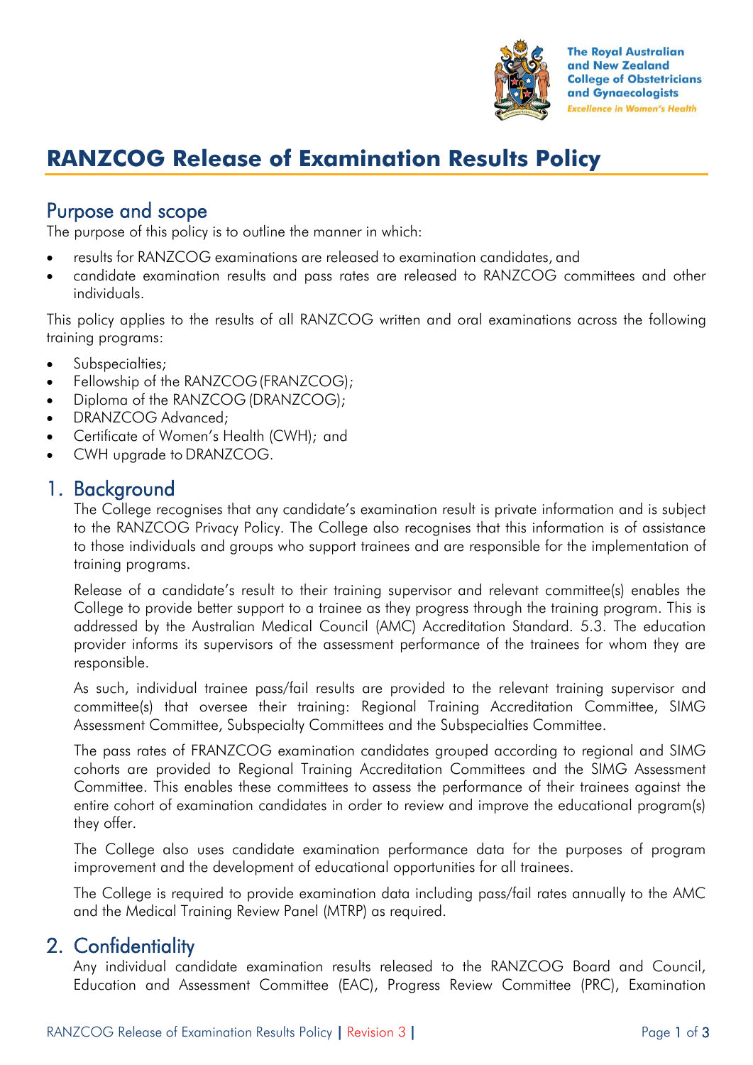# RANZCOG Release of Examination Results Policy

## Purpose and scope

The purpose of this policy is to outline the manner in which:

- results for RANZCOG examinations are released to examination candidates, and
- candidate examination results and pass rates are released to RANZCOG committees and other individuals.

This policy applies to the results of all RANZCOG written and oral examinations across the following training programs:

- Subspecialties;
- Fellowship of the RANZCOG (FRANZCOG);
- Diploma of the RANZCOG (DRANZCOG);
- DRANZCOG Advanced;
- Certificate of Women's Health (CWH); and
- CWH upgrade to DRANZCOG.

## 1. Background

The College recognises that any candidate's examination result is private information and is subject to the RANZCOG Privacy Policy. The College also recognises that this information is of assistance to those individuals and groups who support trainees and are responsible for the implementation of training programs.

Release of a candidate's result to their training supervisor and relevant committee(s) enables the College to provide better support to a trainee as they progress through the training program. This is addressed by the Australian Medical Council (AMC) Accreditation Standard. 5.3. The education provider informs its supervisors of the assessment performance of the trainees for whom they are responsible.

As such, individual trainee pass/fail results are provided to the relevant training supervisor and committee(s) that oversee their training: Regional Training Accreditation Committee, SIMG Assessment Committee, Subspecialty Committees and the Subspecialties Committee.

The pass rates of FRANZCOG examination candidates grouped according to regional and SIMG cohorts are provided to Regional Training Accreditation Committees and the SIMG Assessment Committee. This enables these committees to assess the performance of their trainees against the entire cohort of examination candidates in order to review and improve the educational program(s) they offer.

The College also uses candidate examination performance data for the purposes of program improvement and the development of educational opportunities for all trainees.

The College is required to provide examination data including pass/fail rates annually to the AMC and the Medical Training Review Panel (MTRP) as required.

## 2. Confidentiality

Any individual candidate examination results released to the RANZCOG Board and Council, Education and Assessment Committee (EAC), Progress Review Committee (PRC), Examination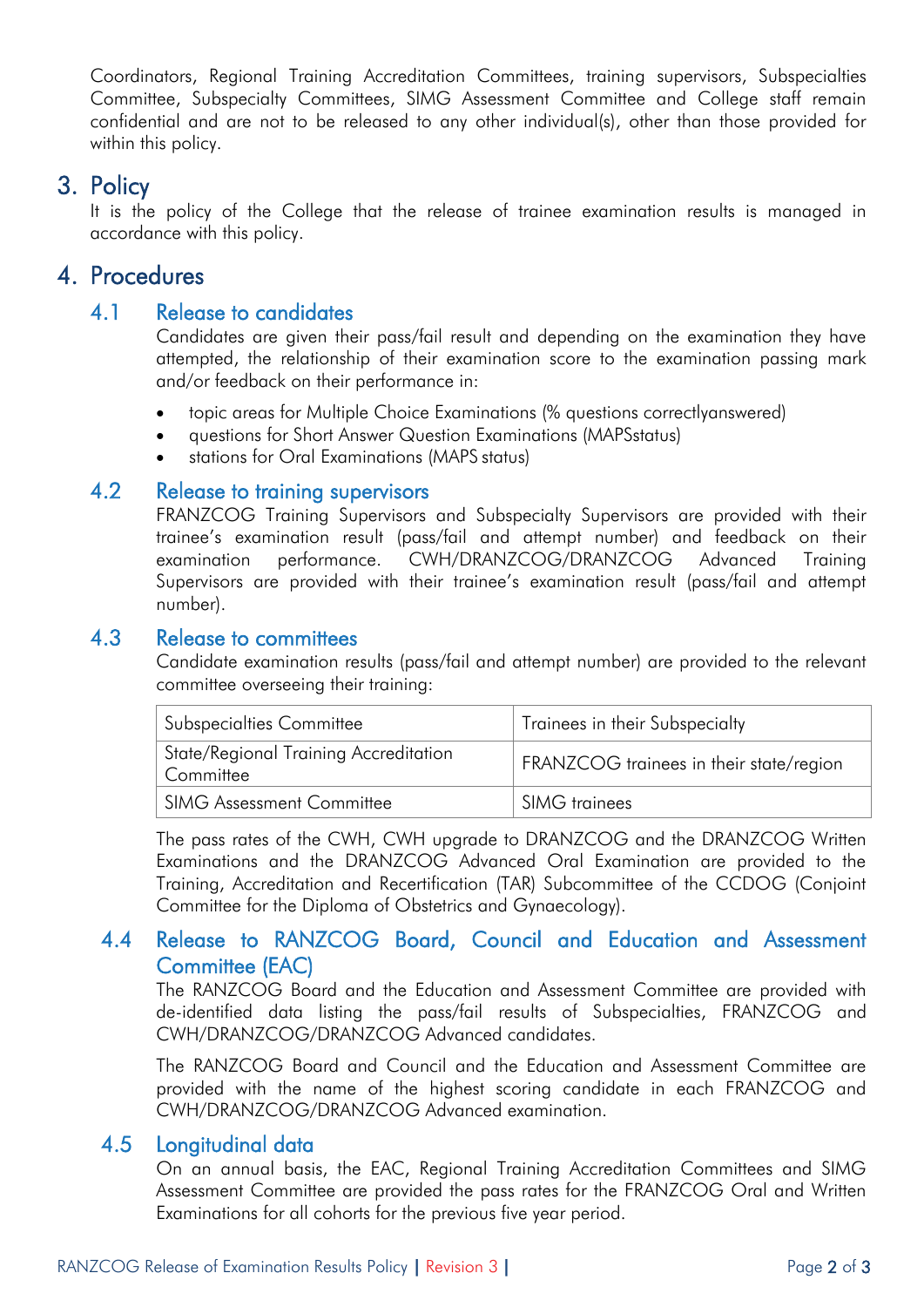Coordinators, Regional Training Accreditation Committees, training supervisors, Subspecialties Committee, Subspecialty Committees, SIMG Assessment Committee and College staff remain confidential and are not to be released to any other individual(s), other than those provided for within this policy.

# 3. Policy

It is the policy of the College that the release of trainee examination results is managed in accordance with this policy.

# 4. Procedures

## 4.1 Release to candidates

Candidates are given their pass/fail result and depending on the examination they have attempted, the relationship of their examination score to the examination passing mark and/or feedback on their performance in:

- topic areas for Multiple Choice Examinations (% questions correctlyanswered)
- questions for Short Answer Question Examinations (MAPSstatus)
- stations for Oral Examinations (MAPS status)

## 4.2 Release to training supervisors

FRANZCOG Training Supervisors and Subspecialty Supervisors are provided with their trainee's examination result (pass/fail and attempt number) and feedback on their examination performance. CWH/DRANZCOG/DRANZCOG Advanced Training Supervisors are provided with their trainee's examination result (pass/fail and attempt number).

## 4.3 Release to committees

Candidate examination results (pass/fail and attempt number) are provided to the relevant committee overseeing their training:

| Subspecialties Committee | Trainees in their Subspecialty |
|---|---|
| State/Regional Training Accreditation Committee | FRANZCOG trainees in their state/region |
| SIMG Assessment Committee | SIMG trainees |

The pass rates of the CWH, CWH upgrade to DRANZCOG and the DRANZCOG Written Examinations and the DRANZCOG Advanced Oral Examination are provided to the Training, Accreditation and Recertification (TAR) Subcommittee of the CCDOG (Conjoint Committee for the Diploma of Obstetrics and Gynaecology).

## 4.4 Release to RANZCOG Board, Council and Education and Assessment Committee (EAC)

The RANZCOG Board and the Education and Assessment Committee are provided with de-identified data listing the pass/fail results of Subspecialties, FRANZCOG and CWH/DRANZCOG/DRANZCOG Advanced candidates.

The RANZCOG Board and Council and the Education and Assessment Committee are provided with the name of the highest scoring candidate in each FRANZCOG and CWH/DRANZCOG/DRANZCOG Advanced examination.

## 4.5 Longitudinal data

On an annual basis, the EAC, Regional Training Accreditation Committees and SIMG Assessment Committee are provided the pass rates for the FRANZCOG Oral and Written Examinations for all cohorts for the previous five year period.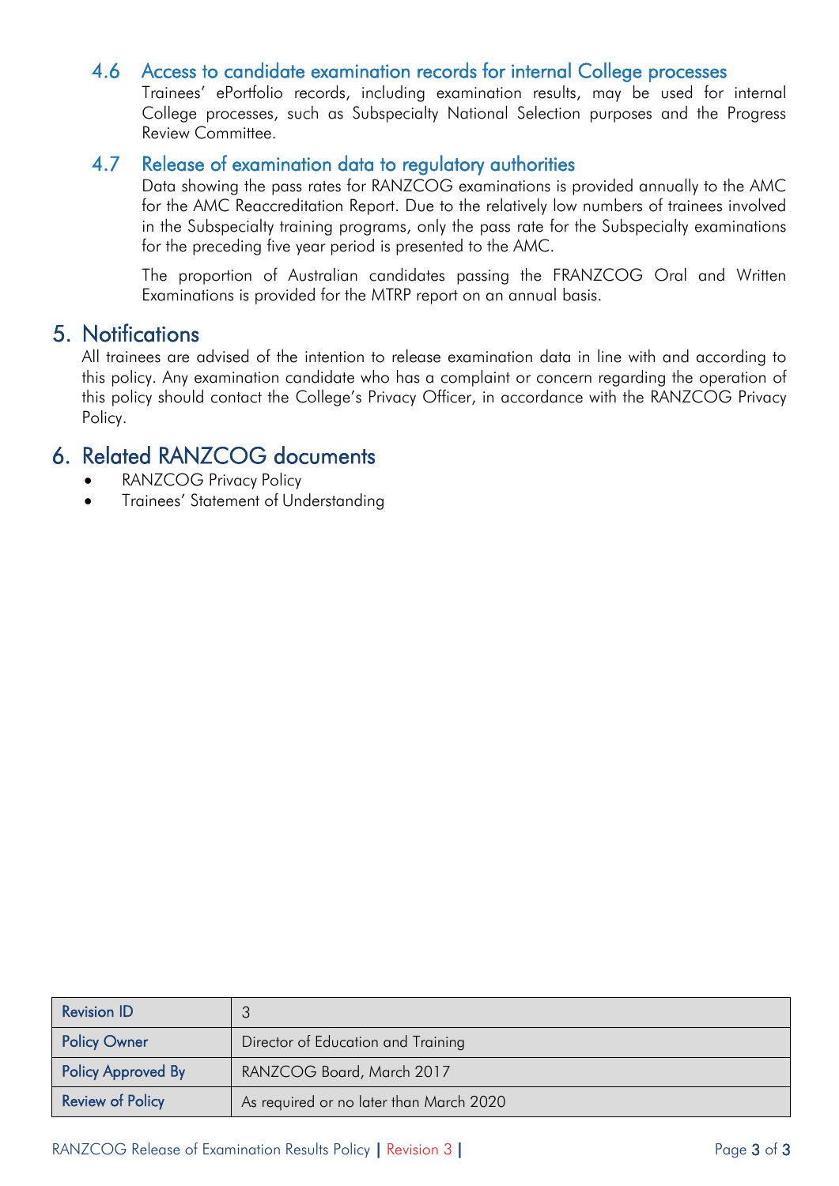### 4.6 Access to candidate examination records for internal College processes

Trainees' ePortfolio records, including examination results, may be used for internal College processes, such as Subspecialty National Selection purposes and the Progress Review Committee.

### 4.7 Release of examination data to regulatory authorities

Data showing the pass rates for RANZCOG examinations is provided annually to the AMC for the AMC Reaccreditation Report. Due to the relatively low numbers of trainees involved in the Subspecialty training programs, only the pass rate for the Subspecialty examinations for the preceding five year period is presented to the AMC.

The proportion of Australian candidates passing the FRANZCOG Oral and Written Examinations is provided for the MTRP report on an annual basis.

## 5. Notifications

All trainees are advised of the intention to release examination data in line with and according to this policy. Any examination candidate who has a complaint or concern regarding the operation of this policy should contact the College's Privacy Officer, in accordance with the RANZCOG Privacy Policy.

## 6. Related RANZCOG documents

- RANZCOG Privacy Policy
- Trainees' Statement of Understanding

| | |
|---|---|
| **Revision ID** | 3 |
| **Policy Owner** | Director of Education and Training |
| **Policy Approved By** | RANZCOG Board, March 2017 |
| **Review of Policy** | As required or no later than March 2020 |